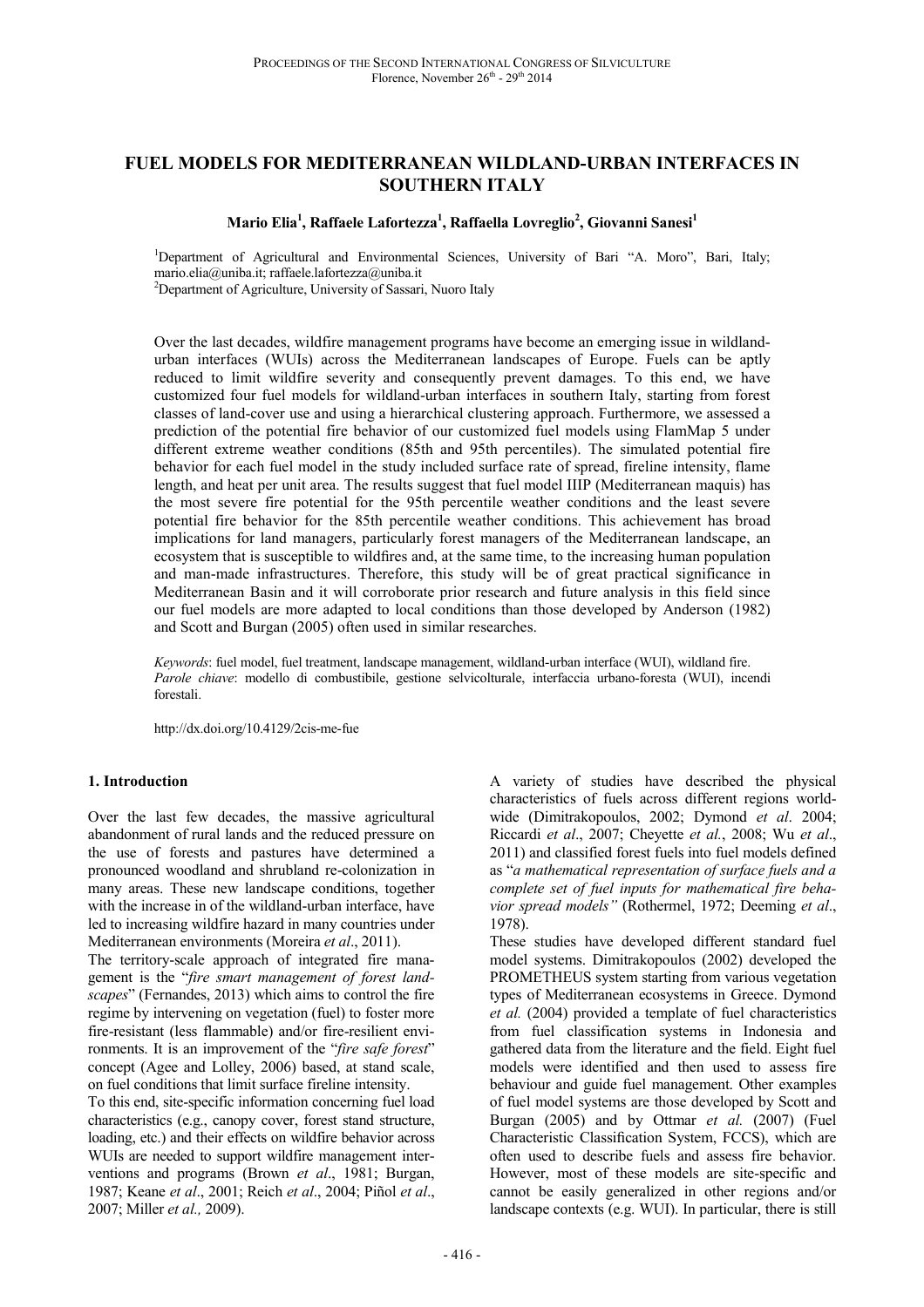# FUEL MODELS FOR MEDITERRANEAN WILDLAND-URBAN INTERFACES IN SOUTHERN ITALY

**Mario Elia[1], Raffaele Lafortezza[1], Raffaella Lovreglio[2], Giovanni Sanesi[1]**

[1]Department of Agricultural and Environmental Sciences, University of Bari "A. Moro", Bari, Italy; mario.elia@uniba.it; raffaele.lafortezza@uniba.it
[2]Department of Agriculture, University of Sassari, Nuoro Italy

Over the last decades, wildfire management programs have become an emerging issue in wildland-urban interfaces (WUIs) across the Mediterranean landscapes of Europe. Fuels can be aptly reduced to limit wildfire severity and consequently prevent damages. To this end, we have customized four fuel models for wildland-urban interfaces in southern Italy, starting from forest classes of land-cover use and using a hierarchical clustering approach. Furthermore, we assessed a prediction of the potential fire behavior of our customized fuel models using FlamMap 5 under different extreme weather conditions (85th and 95th percentiles). The simulated potential fire behavior for each fuel model in the study included surface rate of spread, fireline intensity, flame length, and heat per unit area. The results suggest that fuel model IIIP (Mediterranean maquis) has the most severe fire potential for the 95th percentile weather conditions and the least severe potential fire behavior for the 85th percentile weather conditions. This achievement has broad implications for land managers, particularly forest managers of the Mediterranean landscape, an ecosystem that is susceptible to wildfires and, at the same time, to the increasing human population and man-made infrastructures. Therefore, this study will be of great practical significance in Mediterranean Basin and it will corroborate prior research and future analysis in this field since our fuel models are more adapted to local conditions than those developed by Anderson (1982) and Scott and Burgan (2005) often used in similar researches.

*Keywords*: fuel model, fuel treatment, landscape management, wildland-urban interface (WUI), wildland fire.
*Parole chiave*: modello di combustibile, gestione selvicolturale, interfaccia urbano-foresta (WUI), incendi forestali.

http://dx.doi.org/10.4129/2cis-me-fue

## 1. Introduction

Over the last few decades, the massive agricultural abandonment of rural lands and the reduced pressure on the use of forests and pastures have determined a pronounced woodland and shrubland re-colonization in many areas. These new landscape conditions, together with the increase in of the wildland-urban interface, have led to increasing wildfire hazard in many countries under Mediterranean environments (Moreira *et al*., 2011).

The territory-scale approach of integrated fire management is the "*fire smart management of forest landscapes*" (Fernandes, 2013) which aims to control the fire regime by intervening on vegetation (fuel) to foster more fire-resistant (less flammable) and/or fire-resilient environments. It is an improvement of the "*fire safe forest*" concept (Agee and Lolley, 2006) based, at stand scale, on fuel conditions that limit surface fireline intensity.

To this end, site-specific information concerning fuel load characteristics (e.g., canopy cover, forest stand structure, loading, etc.) and their effects on wildfire behavior across WUIs are needed to support wildfire management interventions and programs (Brown *et al*., 1981; Burgan, 1987; Keane *et al*., 2001; Reich *et al*., 2004; Piñol *et al*., 2007; Miller *et al.,* 2009).

A variety of studies have described the physical characteristics of fuels across different regions worldwide (Dimitrakopoulos, 2002; Dymond *et al*. 2004; Riccardi *et al*., 2007; Cheyette *et al.*, 2008; Wu *et al*., 2011) and classified forest fuels into fuel models defined as "*a mathematical representation of surface fuels and a complete set of fuel inputs for mathematical fire behavior spread models"* (Rothermel, 1972; Deeming *et al*., 1978).

These studies have developed different standard fuel model systems. Dimitrakopoulos (2002) developed the PROMETHEUS system starting from various vegetation types of Mediterranean ecosystems in Greece. Dymond *et al.* (2004) provided a template of fuel characteristics from fuel classification systems in Indonesia and gathered data from the literature and the field. Eight fuel models were identified and then used to assess fire behaviour and guide fuel management. Other examples of fuel model systems are those developed by Scott and Burgan (2005) and by Ottmar *et al.* (2007) (Fuel Characteristic Classification System, FCCS), which are often used to describe fuels and assess fire behavior. However, most of these models are site-specific and cannot be easily generalized in other regions and/or landscape contexts (e.g. WUI). In particular, there is still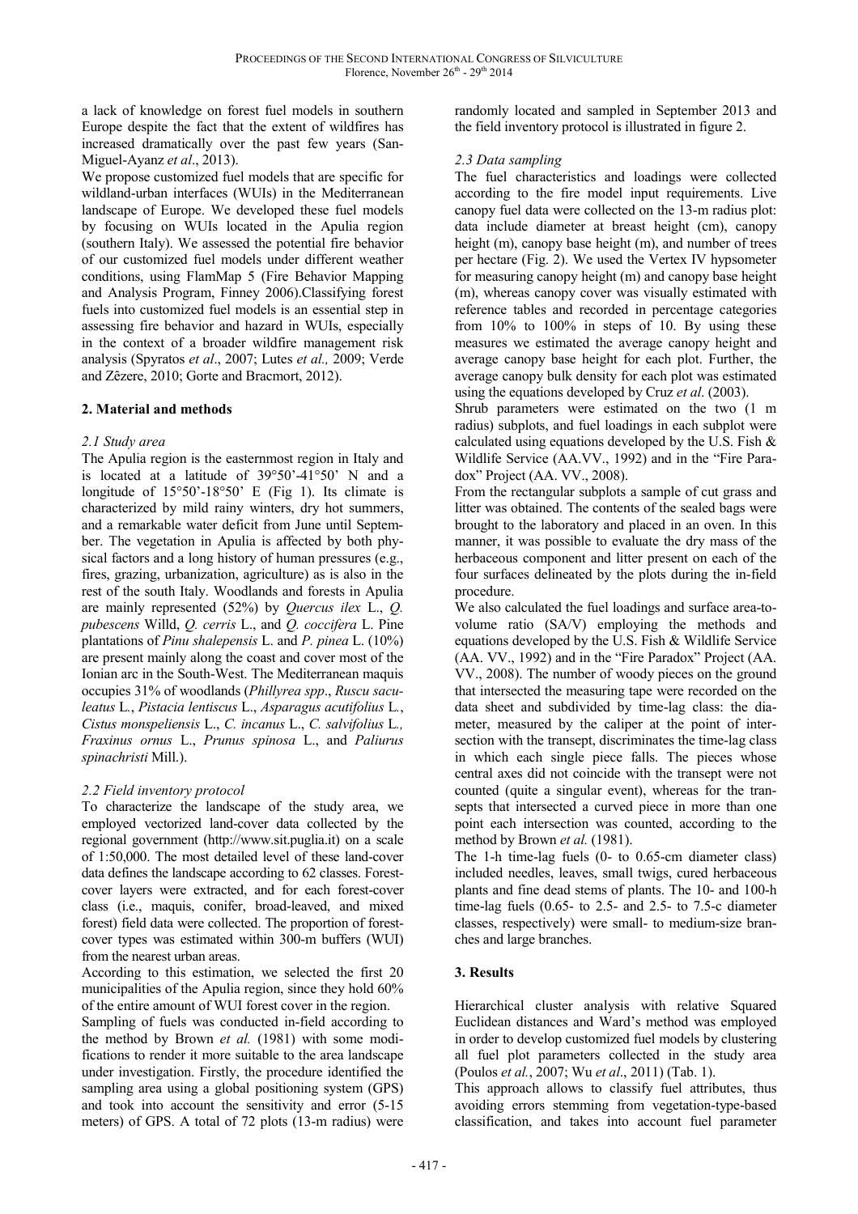a lack of knowledge on forest fuel models in southern Europe despite the fact that the extent of wildfires has increased dramatically over the past few years (San-Miguel-Ayanz *et al*., 2013).

We propose customized fuel models that are specific for wildland-urban interfaces (WUIs) in the Mediterranean landscape of Europe. We developed these fuel models by focusing on WUIs located in the Apulia region (southern Italy). We assessed the potential fire behavior of our customized fuel models under different weather conditions, using FlamMap 5 (Fire Behavior Mapping and Analysis Program, Finney 2006).Classifying forest fuels into customized fuel models is an essential step in assessing fire behavior and hazard in WUIs, especially in the context of a broader wildfire management risk analysis (Spyratos *et al*., 2007; Lutes *et al.,* 2009; Verde and Zêzere, 2010; Gorte and Bracmort, 2012).

## 2. Material and methods

### *2.1 Study area*

The Apulia region is the easternmost region in Italy and is located at a latitude of 39°50'-41°50' N and a longitude of 15°50'-18°50' E (Fig 1). Its climate is characterized by mild rainy winters, dry hot summers, and a remarkable water deficit from June until September. The vegetation in Apulia is affected by both physical factors and a long history of human pressures (e.g., fires, grazing, urbanization, agriculture) as is also in the rest of the south Italy. Woodlands and forests in Apulia are mainly represented (52%) by *Quercus ilex* L., *Q. pubescens* Willd, *Q. cerris* L., and *Q. coccifera* L. Pine plantations of *Pinu shalepensis* L. and *P. pinea* L. (10%) are present mainly along the coast and cover most of the Ionian arc in the South-West. The Mediterranean maquis occupies 31% of woodlands (*Phillyrea spp*., *Ruscu saculeatus* L., *Pistacia lentiscus* L., *Asparagus acutifolius* L., *Cistus monspeliensis* L., *C. incanus* L., *C. salvifolius* L*., Fraxinus ornus* L., *Prunus spinosa* L., and *Paliurus spinachristi* Mill.).

### *2.2 Field inventory protocol*

To characterize the landscape of the study area, we employed vectorized land-cover data collected by the regional government (http://www.sit.puglia.it) on a scale of 1:50,000. The most detailed level of these land-cover data defines the landscape according to 62 classes. Forest-cover layers were extracted, and for each forest-cover class (i.e., maquis, conifer, broad-leaved, and mixed forest) field data were collected. The proportion of forest-cover types was estimated within 300-m buffers (WUI) from the nearest urban areas.

According to this estimation, we selected the first 20 municipalities of the Apulia region, since they hold 60% of the entire amount of WUI forest cover in the region.

Sampling of fuels was conducted in-field according to the method by Brown *et al.* (1981) with some modifications to render it more suitable to the area landscape under investigation. Firstly, the procedure identified the sampling area using a global positioning system (GPS) and took into account the sensitivity and error (5-15 meters) of GPS. A total of 72 plots (13-m radius) were randomly located and sampled in September 2013 and the field inventory protocol is illustrated in figure 2.

### *2.3 Data sampling*

The fuel characteristics and loadings were collected according to the fire model input requirements. Live canopy fuel data were collected on the 13-m radius plot: data include diameter at breast height (cm), canopy height (m), canopy base height (m), and number of trees per hectare (Fig. 2). We used the Vertex IV hypsometer for measuring canopy height (m) and canopy base height (m), whereas canopy cover was visually estimated with reference tables and recorded in percentage categories from 10% to 100% in steps of 10. By using these measures we estimated the average canopy height and average canopy base height for each plot. Further, the average canopy bulk density for each plot was estimated using the equations developed by Cruz *et al*. (2003).

Shrub parameters were estimated on the two (1 m radius) subplots, and fuel loadings in each subplot were calculated using equations developed by the U.S. Fish & Wildlife Service (AA.VV., 1992) and in the "Fire Paradox" Project (AA. VV., 2008).

From the rectangular subplots a sample of cut grass and litter was obtained. The contents of the sealed bags were brought to the laboratory and placed in an oven. In this manner, it was possible to evaluate the dry mass of the herbaceous component and litter present on each of the four surfaces delineated by the plots during the in-field procedure.

We also calculated the fuel loadings and surface area-to-volume ratio (SA/V) employing the methods and equations developed by the U.S. Fish & Wildlife Service (AA. VV., 1992) and in the "Fire Paradox" Project (AA. VV., 2008). The number of woody pieces on the ground that intersected the measuring tape were recorded on the data sheet and subdivided by time-lag class: the diameter, measured by the caliper at the point of intersection with the transept, discriminates the time-lag class in which each single piece falls. The pieces whose central axes did not coincide with the transept were not counted (quite a singular event), whereas for the transepts that intersected a curved piece in more than one point each intersection was counted, according to the method by Brown *et al.* (1981).

The 1-h time-lag fuels (0- to 0.65-cm diameter class) included needles, leaves, small twigs, cured herbaceous plants and fine dead stems of plants. The 10- and 100-h time-lag fuels (0.65- to 2.5- and 2.5- to 7.5-c diameter classes, respectively) were small- to medium-size branches and large branches.

## 3. Results

Hierarchical cluster analysis with relative Squared Euclidean distances and Ward's method was employed in order to develop customized fuel models by clustering all fuel plot parameters collected in the study area (Poulos *et al.*, 2007; Wu *et al*., 2011) (Tab. 1).

This approach allows to classify fuel attributes, thus avoiding errors stemming from vegetation-type-based classification, and takes into account fuel parameter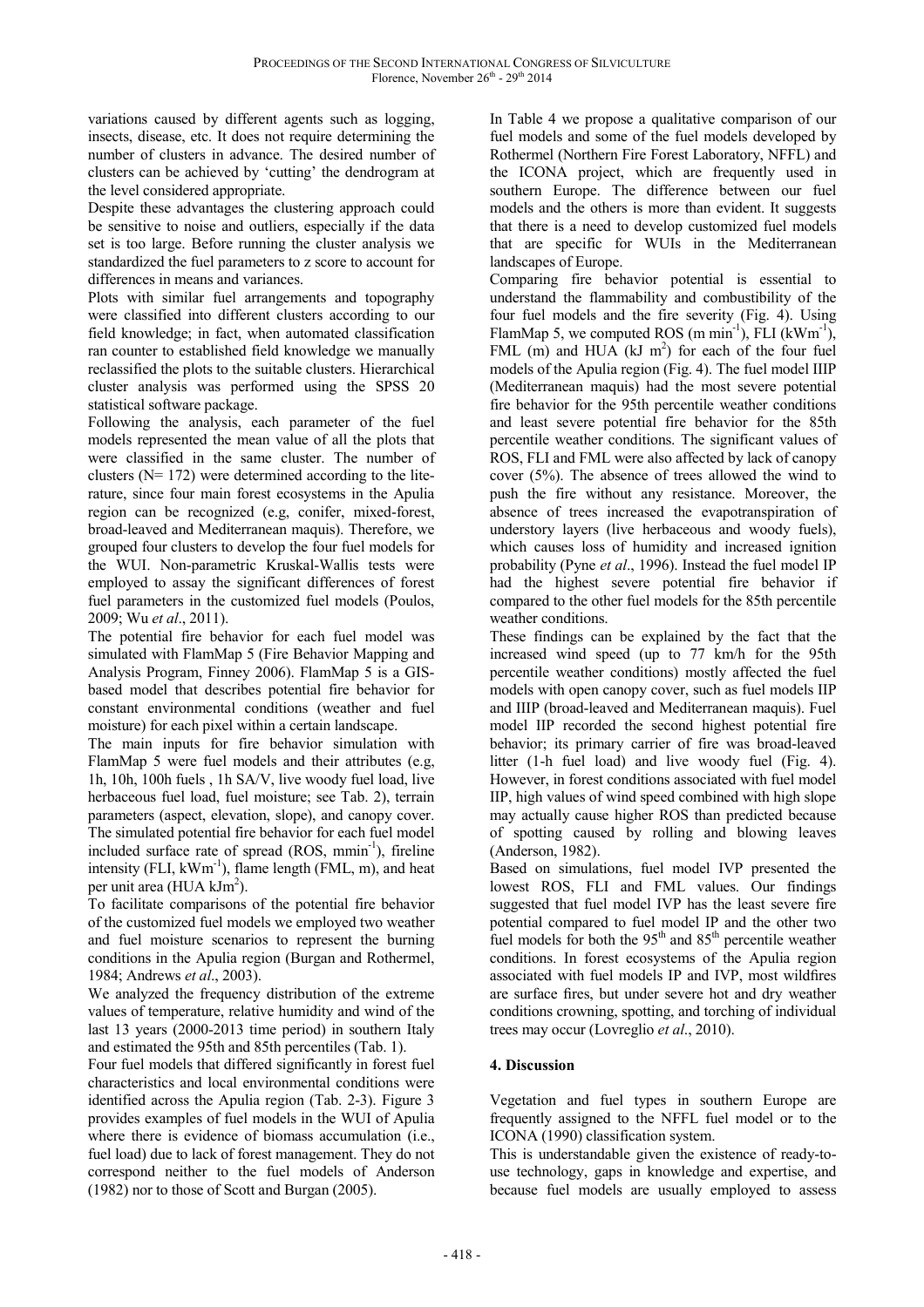variations caused by different agents such as logging, insects, disease, etc. It does not require determining the number of clusters in advance. The desired number of clusters can be achieved by 'cutting' the dendrogram at the level considered appropriate.

Despite these advantages the clustering approach could be sensitive to noise and outliers, especially if the data set is too large. Before running the cluster analysis we standardized the fuel parameters to z score to account for differences in means and variances.

Plots with similar fuel arrangements and topography were classified into different clusters according to our field knowledge; in fact, when automated classification ran counter to established field knowledge we manually reclassified the plots to the suitable clusters. Hierarchical cluster analysis was performed using the SPSS 20 statistical software package.

Following the analysis, each parameter of the fuel models represented the mean value of all the plots that were classified in the same cluster. The number of clusters (N= 172) were determined according to the literature, since four main forest ecosystems in the Apulia region can be recognized (e.g, conifer, mixed-forest, broad-leaved and Mediterranean maquis). Therefore, we grouped four clusters to develop the four fuel models for the WUI. Non-parametric Kruskal-Wallis tests were employed to assay the significant differences of forest fuel parameters in the customized fuel models (Poulos, 2009; Wu *et al*., 2011).

The potential fire behavior for each fuel model was simulated with FlamMap 5 (Fire Behavior Mapping and Analysis Program, Finney 2006). FlamMap 5 is a GIS-based model that describes potential fire behavior for constant environmental conditions (weather and fuel moisture) for each pixel within a certain landscape.

The main inputs for fire behavior simulation with FlamMap 5 were fuel models and their attributes (e.g, 1h, 10h, 100h fuels , 1h SA/V, live woody fuel load, live herbaceous fuel load, fuel moisture; see Tab. 2), terrain parameters (aspect, elevation, slope), and canopy cover. The simulated potential fire behavior for each fuel model included surface rate of spread (ROS, $\text{mmin}^{-1}$), fireline intensity (FLI, $\text{kWm}^{-1}$), flame length (FML, m), and heat per unit area (HUA $\text{kJm}^{2}$).

To facilitate comparisons of the potential fire behavior of the customized fuel models we employed two weather and fuel moisture scenarios to represent the burning conditions in the Apulia region (Burgan and Rothermel, 1984; Andrews *et al*., 2003).

We analyzed the frequency distribution of the extreme values of temperature, relative humidity and wind of the last 13 years (2000-2013 time period) in southern Italy and estimated the 95th and 85th percentiles (Tab. 1).

Four fuel models that differed significantly in forest fuel characteristics and local environmental conditions were identified across the Apulia region (Tab. 2-3). Figure 3 provides examples of fuel models in the WUI of Apulia where there is evidence of biomass accumulation (i.e., fuel load) due to lack of forest management. They do not correspond neither to the fuel models of Anderson (1982) nor to those of Scott and Burgan (2005).

In Table 4 we propose a qualitative comparison of our fuel models and some of the fuel models developed by Rothermel (Northern Fire Forest Laboratory, NFFL) and the ICONA project, which are frequently used in southern Europe. The difference between our fuel models and the others is more than evident. It suggests that there is a need to develop customized fuel models that are specific for WUIs in the Mediterranean landscapes of Europe.

Comparing fire behavior potential is essential to understand the flammability and combustibility of the four fuel models and the fire severity (Fig. 4). Using FlamMap 5, we computed ROS ($\text{m min}^{-1}$), FLI ($\text{kWm}^{-1}$), FML (m) and HUA ($\text{kJ m}^{2}$) for each of the four fuel models of the Apulia region (Fig. 4). The fuel model IIIP (Mediterranean maquis) had the most severe potential fire behavior for the 95th percentile weather conditions and least severe potential fire behavior for the 85th percentile weather conditions. The significant values of ROS, FLI and FML were also affected by lack of canopy cover (5%). The absence of trees allowed the wind to push the fire without any resistance. Moreover, the absence of trees increased the evapotranspiration of understory layers (live herbaceous and woody fuels), which causes loss of humidity and increased ignition probability (Pyne *et al*., 1996). Instead the fuel model IP had the highest severe potential fire behavior if compared to the other fuel models for the 85th percentile weather conditions.

These findings can be explained by the fact that the increased wind speed (up to 77 km/h for the 95th percentile weather conditions) mostly affected the fuel models with open canopy cover, such as fuel models IIP and IIIP (broad-leaved and Mediterranean maquis). Fuel model IIP recorded the second highest potential fire behavior; its primary carrier of fire was broad-leaved litter (1-h fuel load) and live woody fuel (Fig. 4). However, in forest conditions associated with fuel model IIP, high values of wind speed combined with high slope may actually cause higher ROS than predicted because of spotting caused by rolling and blowing leaves (Anderson, 1982).

Based on simulations, fuel model IVP presented the lowest ROS, FLI and FML values. Our findings suggested that fuel model IVP has the least severe fire potential compared to fuel model IP and the other two fuel models for both the 95th and 85th percentile weather conditions. In forest ecosystems of the Apulia region associated with fuel models IP and IVP, most wildfires are surface fires, but under severe hot and dry weather conditions crowning, spotting, and torching of individual trees may occur (Lovreglio *et al*., 2010).

## 4. Discussion

Vegetation and fuel types in southern Europe are frequently assigned to the NFFL fuel model or to the ICONA (1990) classification system.

This is understandable given the existence of ready-to-use technology, gaps in knowledge and expertise, and because fuel models are usually employed to assess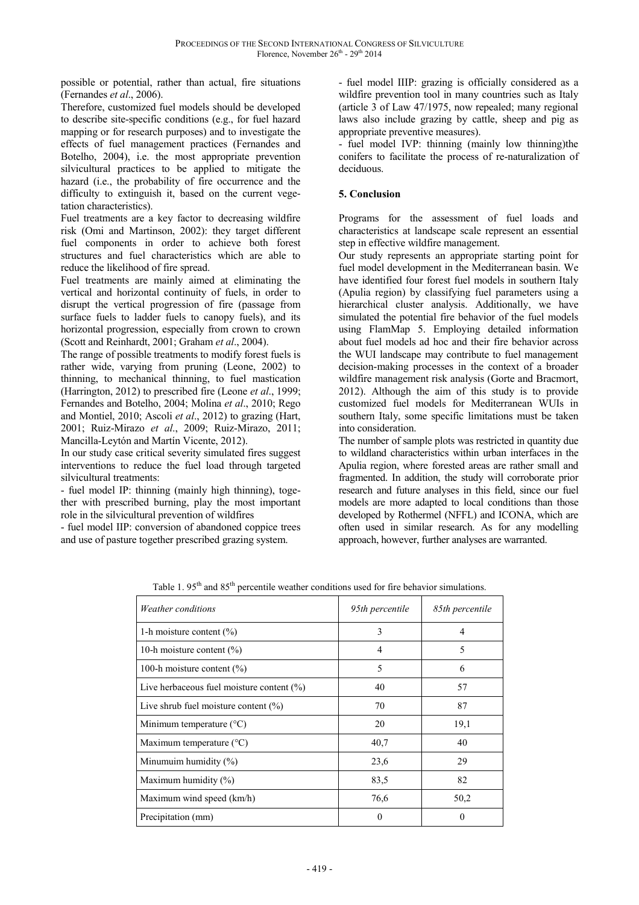possible or potential, rather than actual, fire situations (Fernandes *et al*., 2006).

Therefore, customized fuel models should be developed to describe site-specific conditions (e.g., for fuel hazard mapping or for research purposes) and to investigate the effects of fuel management practices (Fernandes and Botelho, 2004), i.e. the most appropriate prevention silvicultural practices to be applied to mitigate the hazard (i.e., the probability of fire occurrence and the difficulty to extinguish it, based on the current vegetation characteristics).

Fuel treatments are a key factor to decreasing wildfire risk (Omi and Martinson, 2002): they target different fuel components in order to achieve both forest structures and fuel characteristics which are able to reduce the likelihood of fire spread.

Fuel treatments are mainly aimed at eliminating the vertical and horizontal continuity of fuels, in order to disrupt the vertical progression of fire (passage from surface fuels to ladder fuels to canopy fuels), and its horizontal progression, especially from crown to crown (Scott and Reinhardt, 2001; Graham *et al*., 2004).

The range of possible treatments to modify forest fuels is rather wide, varying from pruning (Leone, 2002) to thinning, to mechanical thinning, to fuel mastication (Harrington, 2012) to prescribed fire (Leone *et al*., 1999; Fernandes and Botelho, 2004; Molina *et al*., 2010; Rego and Montiel, 2010; Ascoli *et al*., 2012) to grazing (Hart, 2001; Ruiz-Mirazo *et al*., 2009; Ruiz-Mirazo, 2011; Mancilla-Leytón and Martín Vicente, 2012).

In our study case critical severity simulated fires suggest interventions to reduce the fuel load through targeted silvicultural treatments:

- fuel model IP: thinning (mainly high thinning), together with prescribed burning, play the most important role in the silvicultural prevention of wildfires
- fuel model IIP: conversion of abandoned coppice trees and use of pasture together prescribed grazing system.
- fuel model IIIP: grazing is officially considered as a wildfire prevention tool in many countries such as Italy (article 3 of Law 47/1975, now repealed; many regional laws also include grazing by cattle, sheep and pig as appropriate preventive measures).
- fuel model IVP: thinning (mainly low thinning)the conifers to facilitate the process of re-naturalization of deciduous.

## 5. Conclusion

Programs for the assessment of fuel loads and characteristics at landscape scale represent an essential step in effective wildfire management.

Our study represents an appropriate starting point for fuel model development in the Mediterranean basin. We have identified four forest fuel models in southern Italy (Apulia region) by classifying fuel parameters using a hierarchical cluster analysis. Additionally, we have simulated the potential fire behavior of the fuel models using FlamMap 5. Employing detailed information about fuel models ad hoc and their fire behavior across the WUI landscape may contribute to fuel management decision-making processes in the context of a broader wildfire management risk analysis (Gorte and Bracmort, 2012). Although the aim of this study is to provide customized fuel models for Mediterranean WUIs in southern Italy, some specific limitations must be taken into consideration.

The number of sample plots was restricted in quantity due to wildland characteristics within urban interfaces in the Apulia region, where forested areas are rather small and fragmented. In addition, the study will corroborate prior research and future analyses in this field, since our fuel models are more adapted to local conditions than those developed by Rothermel (NFFL) and ICONA, which are often used in similar research. As for any modelling approach, however, further analyses are warranted.

Table 1. 95$^{th}$ and 85$^{th}$ percentile weather conditions used for fire behavior simulations.

| *Weather conditions* | *95th percentile* | *85th percentile* |
|---|---|---|
| 1-h moisture content (%) | 3 | 4 |
| 10-h moisture content (%) | 4 | 5 |
| 100-h moisture content (%) | 5 | 6 |
| Live herbaceous fuel moisture content (%) | 40 | 57 |
| Live shrub fuel moisture content (%) | 70 | 87 |
| Minimum temperature (°C) | 20 | 19,1 |
| Maximum temperature (°C) | 40,7 | 40 |
| Minumuim humidity (%) | 23,6 | 29 |
| Maximum humidity (%) | 83,5 | 82 |
| Maximum wind speed (km/h) | 76,6 | 50,2 |
| Precipitation (mm) | 0 | 0 |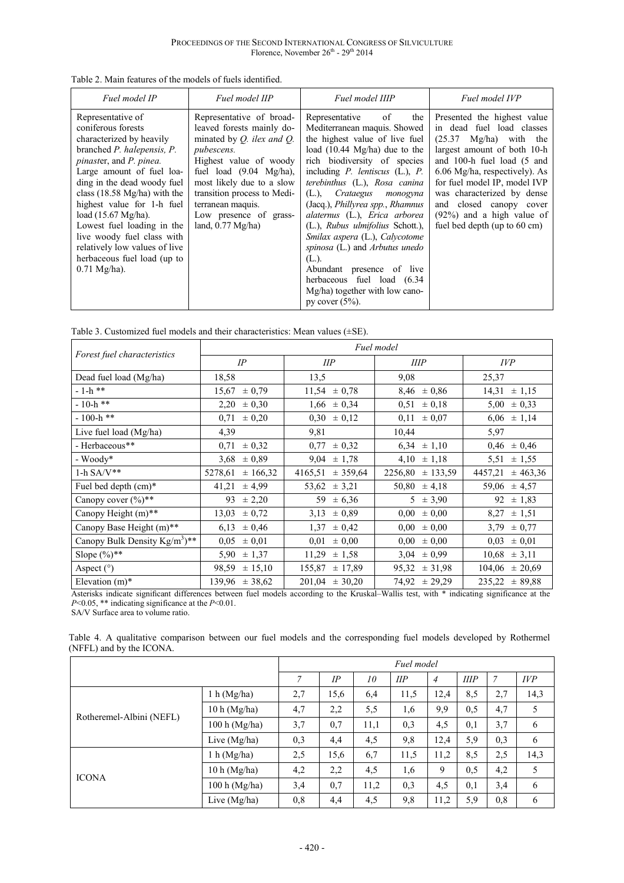Table 2. Main features of the models of fuels identified.

| *Fuel model IP* | *Fuel model IIP* | *Fuel model IIIP* | *Fuel model IVP* |
|---|---|---|---|
| Representative of coniferous forests characterized by heavily branched *P. halepensis, P. pinaste*r, and *P. pinea.* Large amount of fuel loading in the dead woody fuel class (18.58 Mg/ha) with the highest value for 1-h fuel load (15.67 Mg/ha). Lowest fuel loading in the live woody fuel class with relatively low values of live herbaceous fuel load (up to 0.71 Mg/ha). | Representative of broad-leaved forests mainly dominated by *Q. ilex and Q. pubescens.* Highest value of woody fuel load (9.04 Mg/ha), most likely due to a slow transition process to Mediterranean maquis. Low presence of grassland, 0.77 Mg/ha) | Representative of the Mediterranean maquis. Showed the highest value of live fuel load (10.44 Mg/ha) due to the rich biodiversity of species including *P. lentiscus* (L.), *P. terebinthus* (L.), *Rosa canina* (L.), *Crataegus monogyna* (Jacq.), *Phillyrea spp.*, *Rhamnus alaternus* (L.), *Erica arborea* (L.), *Rubus ulmifolius* Schott.), *Smilax aspera* (L.), *Calycotome spinosa* (L.) and *Arbutus unedo* (L.). Abundant presence of live herbaceous fuel load (6.34 Mg/ha) together with low canopy cover (5%). | Presented the highest value in dead fuel load classes (25.37 Mg/ha) with the largest amount of both 10-h and 100-h fuel load (5 and 6.06 Mg/ha, respectively). As for fuel model IP, model IVP was characterized by dense and closed canopy cover (92%) and a high value of fuel bed depth (up to 60 cm) |

Table 3. Customized fuel models and their characteristics: Mean values (±SE).

| *Forest fuel characteristics* | *Fuel model* | | | |
|---|---|---|---|---|
| | *IP* | *IIP* | *IIIP* | *IVP* |
| Dead fuel load (Mg/ha) | 18,58 | 13,5 | 9,08 | 25,37 |
| - 1-h ** | 15,67 ± 0,79 | 11,54 ± 0,78 | 8,46 ± 0,86 | 14,31 ± 1,15 |
| - 10-h ** | 2,20 ± 0,30 | 1,66 ± 0,34 | 0,51 ± 0,18 | 5,00 ± 0,33 |
| - 100-h ** | 0,71 ± 0,20 | 0,30 ± 0,12 | 0,11 ± 0,07 | 6,06 ± 1,14 |
| Live fuel load (Mg/ha) | 4,39 | 9,81 | 10,44 | 5,97 |
| - Herbaceous** | 0,71 ± 0,32 | 0,77 ± 0,32 | 6,34 ± 1,10 | 0,46 ± 0,46 |
| - Woody* | 3,68 ± 0,89 | 9,04 ± 1,78 | 4,10 ± 1,18 | 5,51 ± 1,55 |
| 1-h SA/V** | 5278,61 ± 166,32 | 4165,51 ± 359,64 | 2256,80 ± 133,59 | 4457,21 ± 463,36 |
| Fuel bed depth (cm)* | 41,21 ± 4,99 | 53,62 ± 3,21 | 50,80 ± 4,18 | 59,06 ± 4,57 |
| Canopy cover (%)** | 93 ± 2,20 | 59 ± 6,36 | 5 ± 3,90 | 92 ± 1,83 |
| Canopy Height (m)** | 13,03 ± 0,72 | 3,13 ± 0,89 | 0,00 ± 0,00 | 8,27 ± 1,51 |
| Canopy Base Height (m)** | 6,13 ± 0,46 | 1,37 ± 0,42 | 0,00 ± 0,00 | 3,79 ± 0,77 |
| Canopy Bulk Density $Kg/m^3$)** | 0,05 ± 0,01 | 0,01 ± 0,00 | 0,00 ± 0,00 | 0,03 ± 0,01 |
| Slope (%)** | 5,90 ± 1,37 | 11,29 ± 1,58 | 3,04 ± 0,99 | 10,68 ± 3,11 |
| Aspect (°) | 98,59 ± 15,10 | 155,87 ± 17,89 | 95,32 ± 31,98 | 104,06 ± 20,69 |
| Elevation (m)* | 139,96 ± 38,62 | 201,04 ± 30,20 | 74,92 ± 29,29 | 235,22 ± 89,88 |

Asterisks indicate significant differences between fuel models according to the Kruskal–Wallis test, with * indicating significance at the $P$<0.05, ** indicating significance at the $P$<0.01.
SA/V Surface area to volume ratio.

Table 4. A qualitative comparison between our fuel models and the corresponding fuel models developed by Rothermel (NFFL) and by the ICONA.

| | | *Fuel model* | | | | | | | |
|---|---|---|---|---|---|---|---|---|---|
| | | *7* | *IP* | *10* | *IIP* | *4* | *IIIP* | *7* | *IVP* |
| Rotheremel-Albini (NEFL) | 1 h (Mg/ha) | 2,7 | 15,6 | 6,4 | 11,5 | 12,4 | 8,5 | 2,7 | 14,3 |
| | 10 h (Mg/ha) | 4,7 | 2,2 | 5,5 | 1,6 | 9,9 | 0,5 | 4,7 | 5 |
| | 100 h (Mg/ha) | 3,7 | 0,7 | 11,1 | 0,3 | 4,5 | 0,1 | 3,7 | 6 |
| | Live (Mg/ha) | 0,3 | 4,4 | 4,5 | 9,8 | 12,4 | 5,9 | 0,3 | 6 |
| ICONA | 1 h (Mg/ha) | 2,5 | 15,6 | 6,7 | 11,5 | 11,2 | 8,5 | 2,5 | 14,3 |
| | 10 h (Mg/ha) | 4,2 | 2,2 | 4,5 | 1,6 | 9 | 0,5 | 4,2 | 5 |
| | 100 h (Mg/ha) | 3,4 | 0,7 | 11,2 | 0,3 | 4,5 | 0,1 | 3,4 | 6 |
| | Live (Mg/ha) | 0,8 | 4,4 | 4,5 | 9,8 | 11,2 | 5,9 | 0,8 | 6 |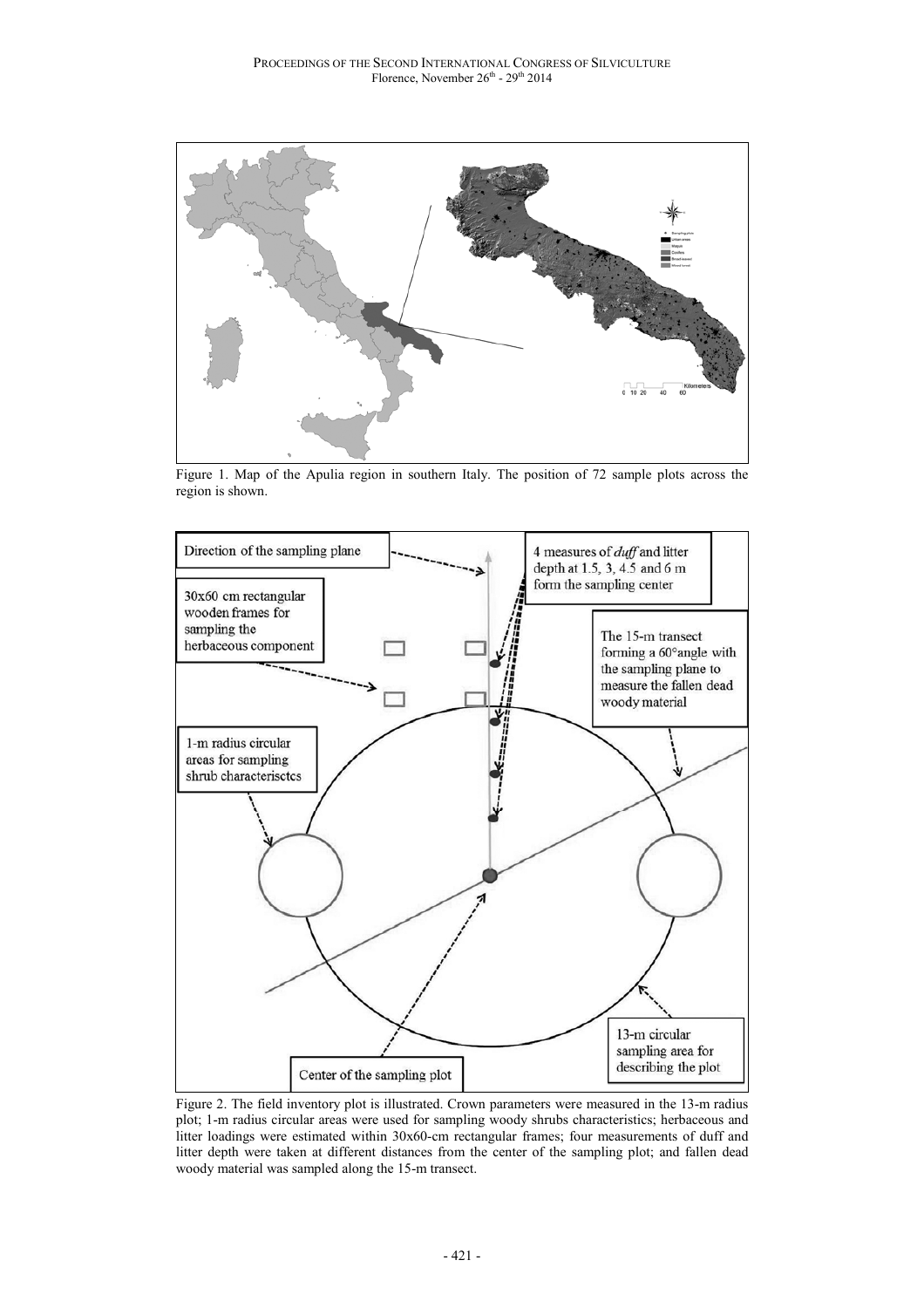Figure 1. Map of the Apulia region in southern Italy. The position of 72 sample plots across the region is shown.

Figure 2. The field inventory plot is illustrated. Crown parameters were measured in the 13-m radius plot; 1-m radius circular areas were used for sampling woody shrubs characteristics; herbaceous and litter loadings were estimated within 30x60-cm rectangular frames; four measurements of duff and litter depth were taken at different distances from the center of the sampling plot; and fallen dead woody material was sampled along the 15-m transect.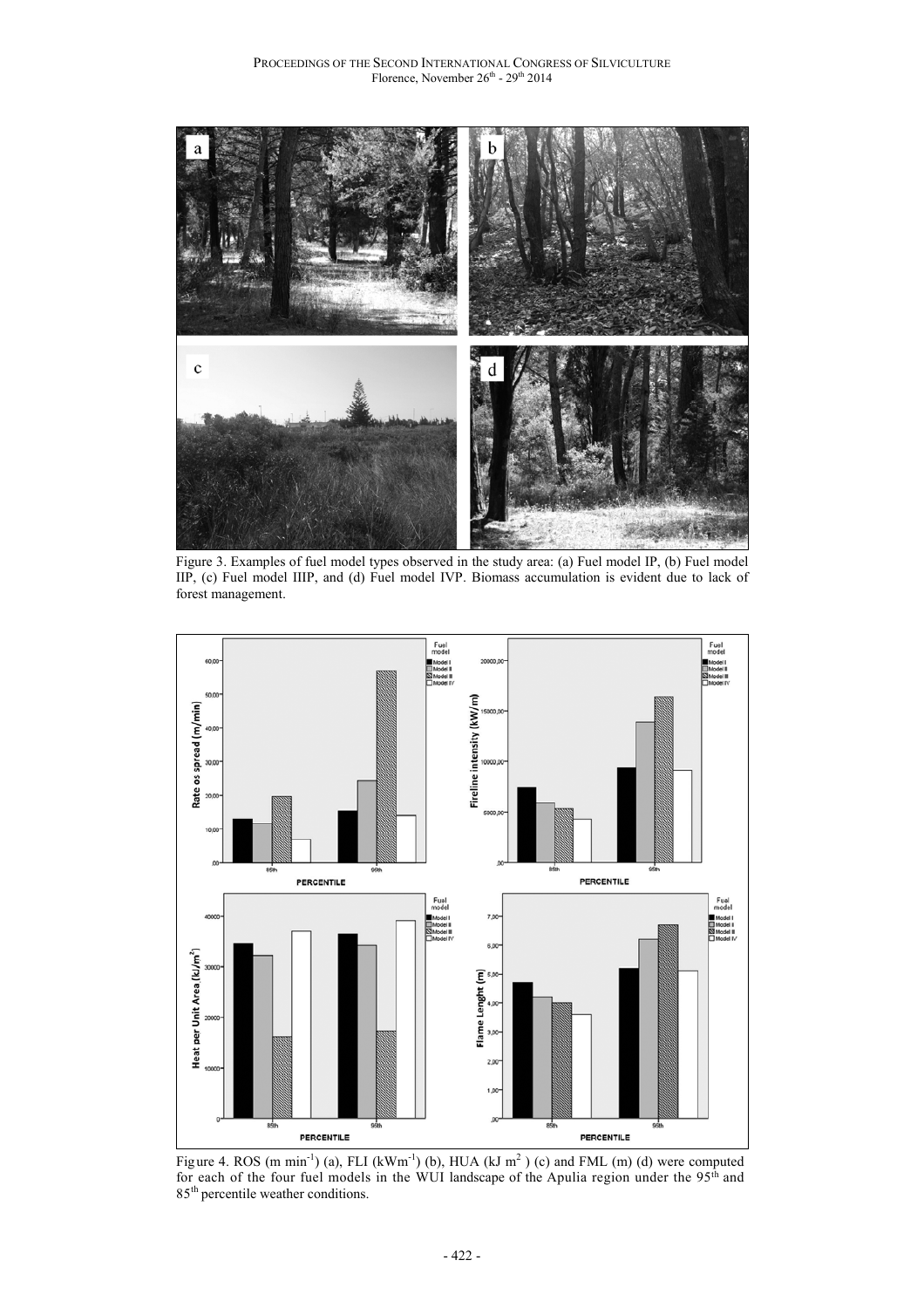Figure 3. Examples of fuel model types observed in the study area: (a) Fuel model IP, (b) Fuel model IIP, (c) Fuel model IIIP, and (d) Fuel model IVP. Biomass accumulation is evident due to lack of forest management.

Figure 4. ROS (m min$^{-1}$) (a), FLI (kWm$^{-1}$) (b), HUA (kJ m$^{2}$ ) (c) and FML (m) (d) were computed for each of the four fuel models in the WUI landscape of the Apulia region under the 95$^{th}$ and 85$^{th}$ percentile weather conditions.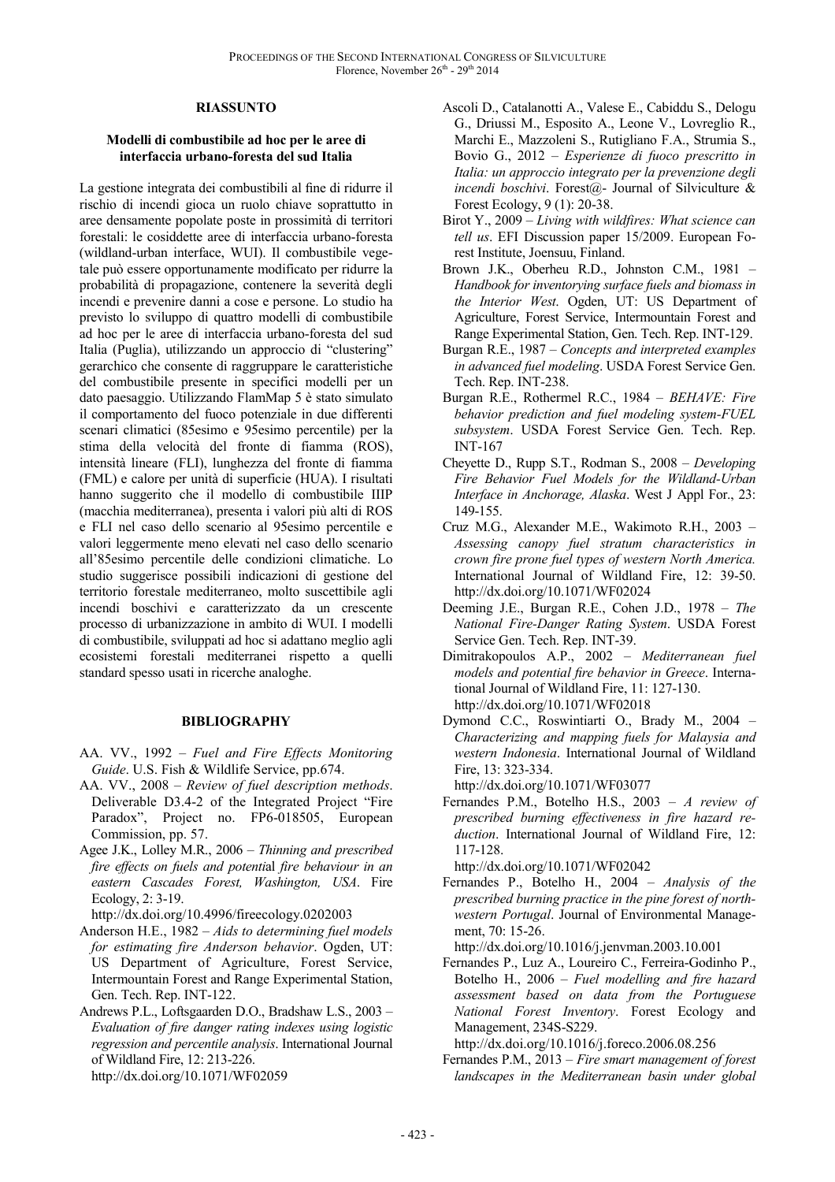## RIASSUNTO

### Modelli di combustibile ad hoc per le aree di interfaccia urbano-foresta del sud Italia

La gestione integrata dei combustibili al fine di ridurre il rischio di incendi gioca un ruolo chiave soprattutto in aree densamente popolate poste in prossimità di territori forestali: le cosiddette aree di interfaccia urbano-foresta (wildland-urban interface, WUI). Il combustibile vegetale può essere opportunamente modificato per ridurre la probabilità di propagazione, contenere la severità degli incendi e prevenire danni a cose e persone. Lo studio ha previsto lo sviluppo di quattro modelli di combustibile ad hoc per le aree di interfaccia urbano-foresta del sud Italia (Puglia), utilizzando un approccio di "clustering" gerarchico che consente di raggruppare le caratteristiche del combustibile presente in specifici modelli per un dato paesaggio. Utilizzando FlamMap 5 è stato simulato il comportamento del fuoco potenziale in due differenti scenari climatici (85esimo e 95esimo percentile) per la stima della velocità del fronte di fiamma (ROS), intensità lineare (FLI), lunghezza del fronte di fiamma (FML) e calore per unità di superficie (HUA). I risultati hanno suggerito che il modello di combustibile IIIP (macchia mediterranea), presenta i valori più alti di ROS e FLI nel caso dello scenario al 95esimo percentile e valori leggermente meno elevati nel caso dello scenario all'85esimo percentile delle condizioni climatiche. Lo studio suggerisce possibili indicazioni di gestione del territorio forestale mediterraneo, molto suscettibile agli incendi boschivi e caratterizzato da un crescente processo di urbanizzazione in ambito di WUI. I modelli di combustibile, sviluppati ad hoc si adattano meglio agli ecosistemi forestali mediterranei rispetto a quelli standard spesso usati in ricerche analoghe.

## BIBLIOGRAPHY

AA. VV., 1992 – *Fuel and Fire Effects Monitoring Guide*. U.S. Fish & Wildlife Service, pp.674.

AA. VV., 2008 – *Review of fuel description methods*. Deliverable D3.4-2 of the Integrated Project "Fire Paradox", Project no. FP6-018505, European Commission, pp. 57.

Agee J.K., Lolley M.R., 2006 – *Thinning and prescribed fire effects on fuels and potential fire behaviour in an eastern Cascades Forest, Washington, USA*. Fire Ecology, 2: 3-19. http://dx.doi.org/10.4996/fireecology.0202003

Anderson H.E., 1982 – *Aids to determining fuel models for estimating fire Anderson behavior*. Ogden, UT: US Department of Agriculture, Forest Service, Intermountain Forest and Range Experimental Station, Gen. Tech. Rep. INT-122.

Andrews P.L., Loftsgaarden D.O., Bradshaw L.S., 2003 – *Evaluation of fire danger rating indexes using logistic regression and percentile analysis*. International Journal of Wildland Fire, 12: 213-226. http://dx.doi.org/10.1071/WF02059

Ascoli D., Catalanotti A., Valese E., Cabiddu S., Delogu G., Driussi M., Esposito A., Leone V., Lovreglio R., Marchi E., Mazzoleni S., Rutigliano F.A., Strumia S., Bovio G., 2012 – *Esperienze di fuoco prescritto in Italia: un approccio integrato per la prevenzione degli incendi boschivi*. Forest@- Journal of Silviculture & Forest Ecology, 9 (1): 20-38.

Birot Y., 2009 – *Living with wildfires: What science can tell us*. EFI Discussion paper 15/2009. European Forest Institute, Joensuu, Finland.

Brown J.K., Oberheu R.D., Johnston C.M., 1981 – *Handbook for inventorying surface fuels and biomass in the Interior West*. Ogden, UT: US Department of Agriculture, Forest Service, Intermountain Forest and Range Experimental Station, Gen. Tech. Rep. INT-129.

Burgan R.E., 1987 – *Concepts and interpreted examples in advanced fuel modeling*. USDA Forest Service Gen. Tech. Rep. INT-238.

Burgan R.E., Rothermel R.C., 1984 – *BEHAVE: Fire behavior prediction and fuel modeling system-FUEL subsystem*. USDA Forest Service Gen. Tech. Rep. INT-167

Cheyette D., Rupp S.T., Rodman S., 2008 – *Developing Fire Behavior Fuel Models for the Wildland-Urban Interface in Anchorage, Alaska*. West J Appl For., 23: 149-155.

Cruz M.G., Alexander M.E., Wakimoto R.H., 2003 – *Assessing canopy fuel stratum characteristics in crown fire prone fuel types of western North America.* International Journal of Wildland Fire, 12: 39-50. http://dx.doi.org/10.1071/WF02024

Deeming J.E., Burgan R.E., Cohen J.D., 1978 – *The National Fire-Danger Rating System*. USDA Forest Service Gen. Tech. Rep. INT-39.

Dimitrakopoulos A.P., 2002 – *Mediterranean fuel models and potential fire behavior in Greece*. International Journal of Wildland Fire, 11: 127-130. http://dx.doi.org/10.1071/WF02018

Dymond C.C., Roswintiarti O., Brady M., 2004 – *Characterizing and mapping fuels for Malaysia and western Indonesia*. International Journal of Wildland Fire, 13: 323-334. http://dx.doi.org/10.1071/WF03077

Fernandes P.M., Botelho H.S., 2003 – *A review of prescribed burning effectiveness in fire hazard reduction*. International Journal of Wildland Fire, 12: 117-128. http://dx.doi.org/10.1071/WF02042

Fernandes P., Botelho H., 2004 – *Analysis of the prescribed burning practice in the pine forest of northwestern Portugal*. Journal of Environmental Management, 70: 15-26. http://dx.doi.org/10.1016/j.jenvman.2003.10.001

Fernandes P., Luz A., Loureiro C., Ferreira-Godinho P., Botelho H., 2006 – *Fuel modelling and fire hazard assessment based on data from the Portuguese National Forest Inventory*. Forest Ecology and Management, 234S-S229. http://dx.doi.org/10.1016/j.foreco.2006.08.256

Fernandes P.M., 2013 – *Fire smart management of forest landscapes in the Mediterranean basin under global*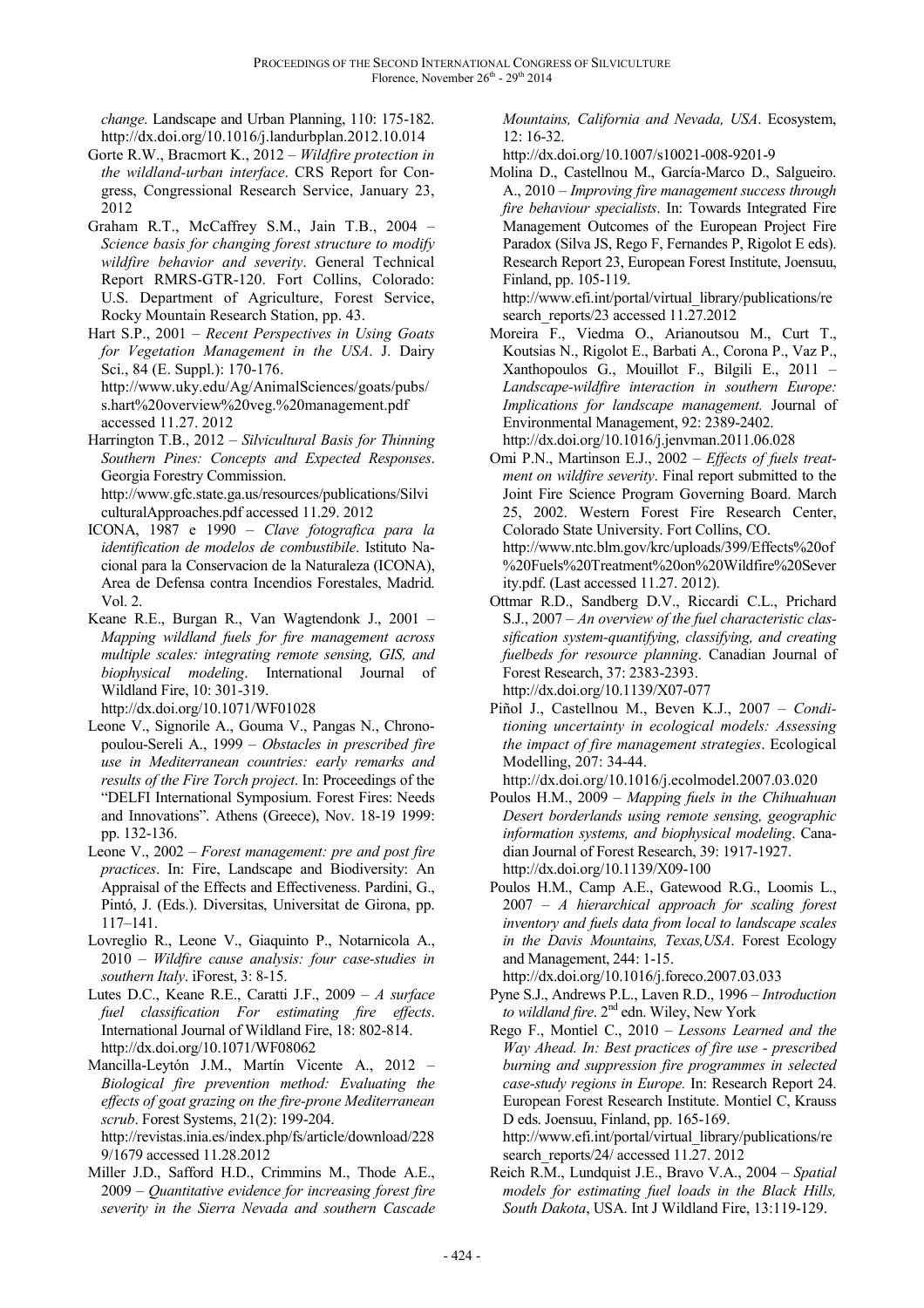*change*. Landscape and Urban Planning, 110: 175-182. http://dx.doi.org/10.1016/j.landurbplan.2012.10.014

Gorte R.W., Bracmort K., 2012 – *Wildfire protection in the wildland-urban interface*. CRS Report for Congress, Congressional Research Service, January 23, 2012

Graham R.T., McCaffrey S.M., Jain T.B., 2004 – *Science basis for changing forest structure to modify wildfire behavior and severity*. General Technical Report RMRS-GTR-120. Fort Collins, Colorado: U.S. Department of Agriculture, Forest Service, Rocky Mountain Research Station, pp. 43.

Hart S.P., 2001 – *Recent Perspectives in Using Goats for Vegetation Management in the USA*. J. Dairy Sci., 84 (E. Suppl.): 170-176. http://www.uky.edu/Ag/AnimalSciences/goats/pubs/s.hart%20overview%20veg.%20management.pdf accessed 11.27. 2012

Harrington T.B., 2012 – *Silvicultural Basis for Thinning Southern Pines: Concepts and Expected Responses*. Georgia Forestry Commission. http://www.gfc.state.ga.us/resources/publications/SilviculturalApproaches.pdf accessed 11.29. 2012

ICONA, 1987 e 1990 – *Clave fotografica para la identification de modelos de combustibile*. Istituto Nacional para la Conservacion de la Naturaleza (ICONA), Area de Defensa contra Incendios Forestales, Madrid. Vol. 2.

Keane R.E., Burgan R., Van Wagtendonk J., 2001 – *Mapping wildland fuels for fire management across multiple scales: integrating remote sensing, GIS, and biophysical modeling*. International Journal of Wildland Fire, 10: 301-319. http://dx.doi.org/10.1071/WF01028

Leone V., Signorile A., Gouma V., Pangas N., Chronopoulou-Sereli A., 1999 – *Obstacles in prescribed fire use in Mediterranean countries: early remarks and results of the Fire Torch project*. In: Proceedings of the "DELFI International Symposium. Forest Fires: Needs and Innovations". Athens (Greece), Nov. 18-19 1999: pp. 132-136.

Leone V., 2002 – *Forest management: pre and post fire practices*. In: Fire, Landscape and Biodiversity: An Appraisal of the Effects and Effectiveness. Pardini, G., Pintó, J. (Eds.). Diversitas, Universitat de Girona, pp. 117–141.

Lovreglio R., Leone V., Giaquinto P., Notarnicola A., 2010 – *Wildfire cause analysis: four case-studies in southern Italy*. iForest, 3: 8-15.

Lutes D.C., Keane R.E., Caratti J.F., 2009 – *A surface fuel classification For estimating fire effects*. International Journal of Wildland Fire, 18: 802-814. http://dx.doi.org/10.1071/WF08062

Mancilla-Leytón J.M., Martín Vicente A., 2012 – *Biological fire prevention method: Evaluating the effects of goat grazing on the fire-prone Mediterranean scrub*. Forest Systems, 21(2): 199-204. http://revistas.inia.es/index.php/fs/article/download/2289/1679 accessed 11.28.2012

Miller J.D., Safford H.D., Crimmins M., Thode A.E., 2009 – *Quantitative evidence for increasing forest fire severity in the Sierra Nevada and southern Cascade Mountains, California and Nevada, USA*. Ecosystem, 12: 16-32. http://dx.doi.org/10.1007/s10021-008-9201-9

Molina D., Castellnou M., García-Marco D., Salgueiro. A., 2010 – *Improving fire management success through fire behaviour specialists*. In: Towards Integrated Fire Management Outcomes of the European Project Fire Paradox (Silva JS, Rego F, Fernandes P, Rigolot E eds). Research Report 23, European Forest Institute, Joensuu, Finland, pp. 105-119. http://www.efi.int/portal/virtual_library/publications/research_reports/23 accessed 11.27.2012

Moreira F., Viedma O., Arianoutsou M., Curt T., Koutsias N., Rigolot E., Barbati A., Corona P., Vaz P., Xanthopoulos G., Mouillot F., Bilgili E., 2011 – *Landscape-wildfire interaction in southern Europe: Implications for landscape management.* Journal of Environmental Management, 92: 2389-2402. http://dx.doi.org/10.1016/j.jenvman.2011.06.028

Omi P.N., Martinson E.J., 2002 – *Effects of fuels treatment on wildfire severity*. Final report submitted to the Joint Fire Science Program Governing Board. March 25, 2002. Western Forest Fire Research Center, Colorado State University. Fort Collins, CO. http://www.ntc.blm.gov/krc/uploads/399/Effects%20of%20Fuels%20Treatment%20on%20Wildfire%20Severity.pdf. (Last accessed 11.27. 2012).

Ottmar R.D., Sandberg D.V., Riccardi C.L., Prichard S.J., 2007 – *An overview of the fuel characteristic classification system-quantifying, classifying, and creating fuelbeds for resource planning*. Canadian Journal of Forest Research, 37: 2383-2393. http://dx.doi.org/10.1139/X07-077

Piñol J., Castellnou M., Beven K.J., 2007 – *Conditioning uncertainty in ecological models: Assessing the impact of fire management strategies*. Ecological Modelling, 207: 34-44. http://dx.doi.org/10.1016/j.ecolmodel.2007.03.020

Poulos H.M., 2009 – *Mapping fuels in the Chihuahuan Desert borderlands using remote sensing, geographic information systems, and biophysical modeling*. Canadian Journal of Forest Research, 39: 1917-1927. http://dx.doi.org/10.1139/X09-100

Poulos H.M., Camp A.E., Gatewood R.G., Loomis L., 2007 – *A hierarchical approach for scaling forest inventory and fuels data from local to landscape scales in the Davis Mountains, Texas,USA*. Forest Ecology and Management, 244: 1-15. http://dx.doi.org/10.1016/j.foreco.2007.03.033

Pyne S.J., Andrews P.L., Laven R.D., 1996 – *Introduction to wildland fire*. 2nd edn. Wiley, New York

Rego F., Montiel C., 2010 – *Lessons Learned and the Way Ahead. In: Best practices of fire use - prescribed burning and suppression fire programmes in selected case-study regions in Europe.* In: Research Report 24. European Forest Research Institute. Montiel C, Krauss D eds. Joensuu, Finland, pp. 165-169. http://www.efi.int/portal/virtual_library/publications/research_reports/24/ accessed 11.27. 2012

Reich R.M., Lundquist J.E., Bravo V.A., 2004 – *Spatial models for estimating fuel loads in the Black Hills, South Dakota*, USA. Int J Wildland Fire, 13:119-129.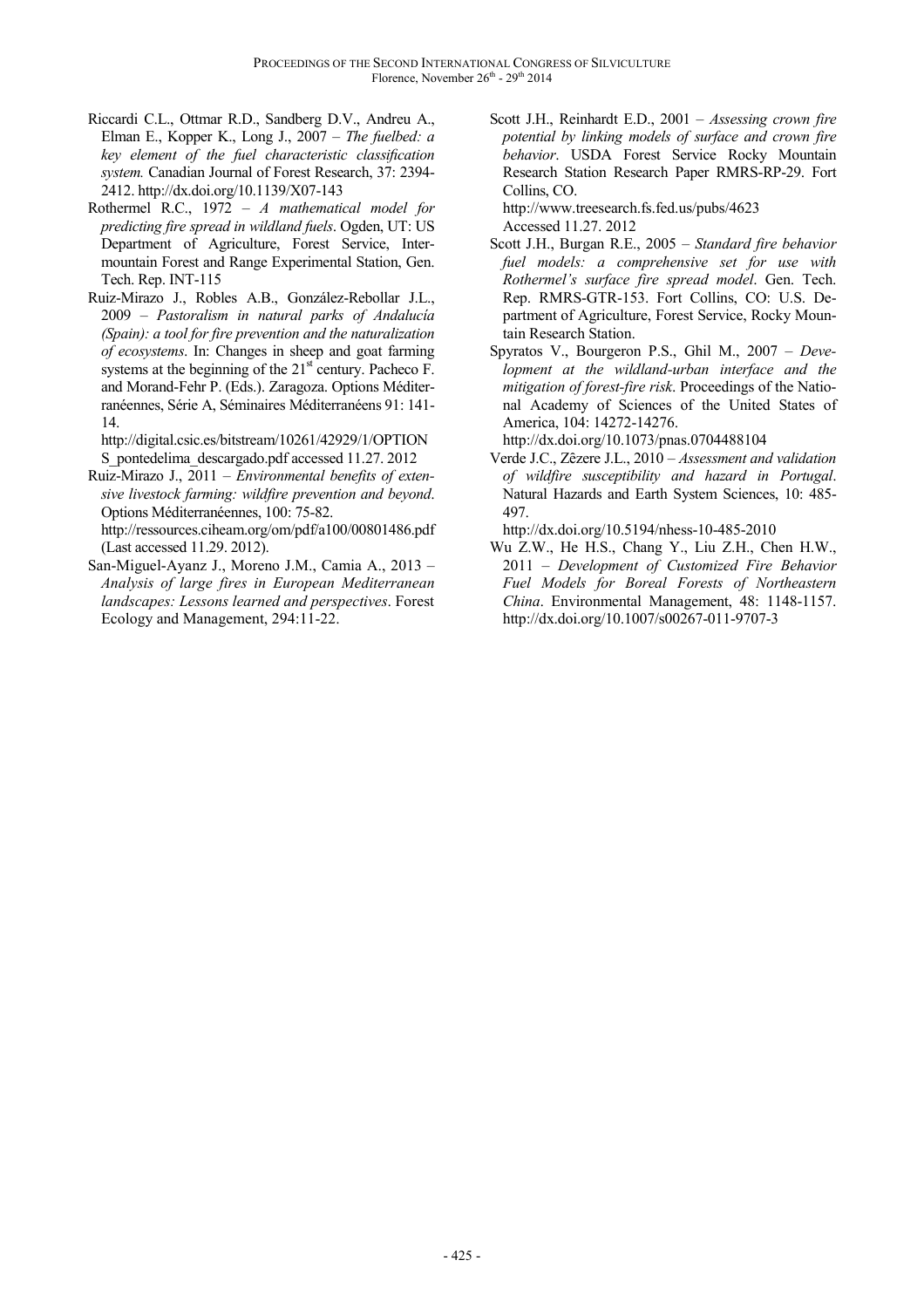Riccardi C.L., Ottmar R.D., Sandberg D.V., Andreu A., Elman E., Kopper K., Long J., 2007 – *The fuelbed: a key element of the fuel characteristic classification system.* Canadian Journal of Forest Research, 37: 2394-2412. http://dx.doi.org/10.1139/X07-143

Rothermel R.C., 1972 – *A mathematical model for predicting fire spread in wildland fuels*. Ogden, UT: US Department of Agriculture, Forest Service, Intermountain Forest and Range Experimental Station, Gen. Tech. Rep. INT-115

Ruiz-Mirazo J., Robles A.B., González-Rebollar J.L., 2009 – *Pastoralism in natural parks of Andalucía (Spain): a tool for fire prevention and the naturalization of ecosystems*. In: Changes in sheep and goat farming systems at the beginning of the 21st century. Pacheco F. and Morand-Fehr P. (Eds.). Zaragoza. Options Méditerranéennes, Série A, Séminaires Méditerranéens 91: 141-14.
http://digital.csic.es/bitstream/10261/42929/1/OPTIONS_pontedelima_descargado.pdf accessed 11.27. 2012

Ruiz-Mirazo J., 2011 – *Environmental benefits of extensive livestock farming: wildfire prevention and beyond*. Options Méditerranéennes, 100: 75-82.
http://ressources.ciheam.org/om/pdf/a100/00801486.pdf (Last accessed 11.29. 2012).

San-Miguel-Ayanz J., Moreno J.M., Camia A., 2013 – *Analysis of large fires in European Mediterranean landscapes: Lessons learned and perspectives*. Forest Ecology and Management, 294:11-22.

Scott J.H., Reinhardt E.D., 2001 – *Assessing crown fire potential by linking models of surface and crown fire behavior*. USDA Forest Service Rocky Mountain Research Station Research Paper RMRS-RP-29. Fort Collins, CO.
http://www.treesearch.fs.fed.us/pubs/4623
Accessed 11.27. 2012

Scott J.H., Burgan R.E., 2005 – *Standard fire behavior fuel models: a comprehensive set for use with Rothermel's surface fire spread model*. Gen. Tech. Rep. RMRS-GTR-153. Fort Collins, CO: U.S. Department of Agriculture, Forest Service, Rocky Mountain Research Station.

Spyratos V., Bourgeron P.S., Ghil M., 2007 – *Development at the wildland-urban interface and the mitigation of forest-fire risk*. Proceedings of the National Academy of Sciences of the United States of America, 104: 14272-14276.
http://dx.doi.org/10.1073/pnas.0704488104

Verde J.C., Zêzere J.L., 2010 – *Assessment and validation of wildfire susceptibility and hazard in Portugal*. Natural Hazards and Earth System Sciences, 10: 485-497.
http://dx.doi.org/10.5194/nhess-10-485-2010

Wu Z.W., He H.S., Chang Y., Liu Z.H., Chen H.W., 2011 – *Development of Customized Fire Behavior Fuel Models for Boreal Forests of Northeastern China*. Environmental Management, 48: 1148-1157.
http://dx.doi.org/10.1007/s00267-011-9707-3